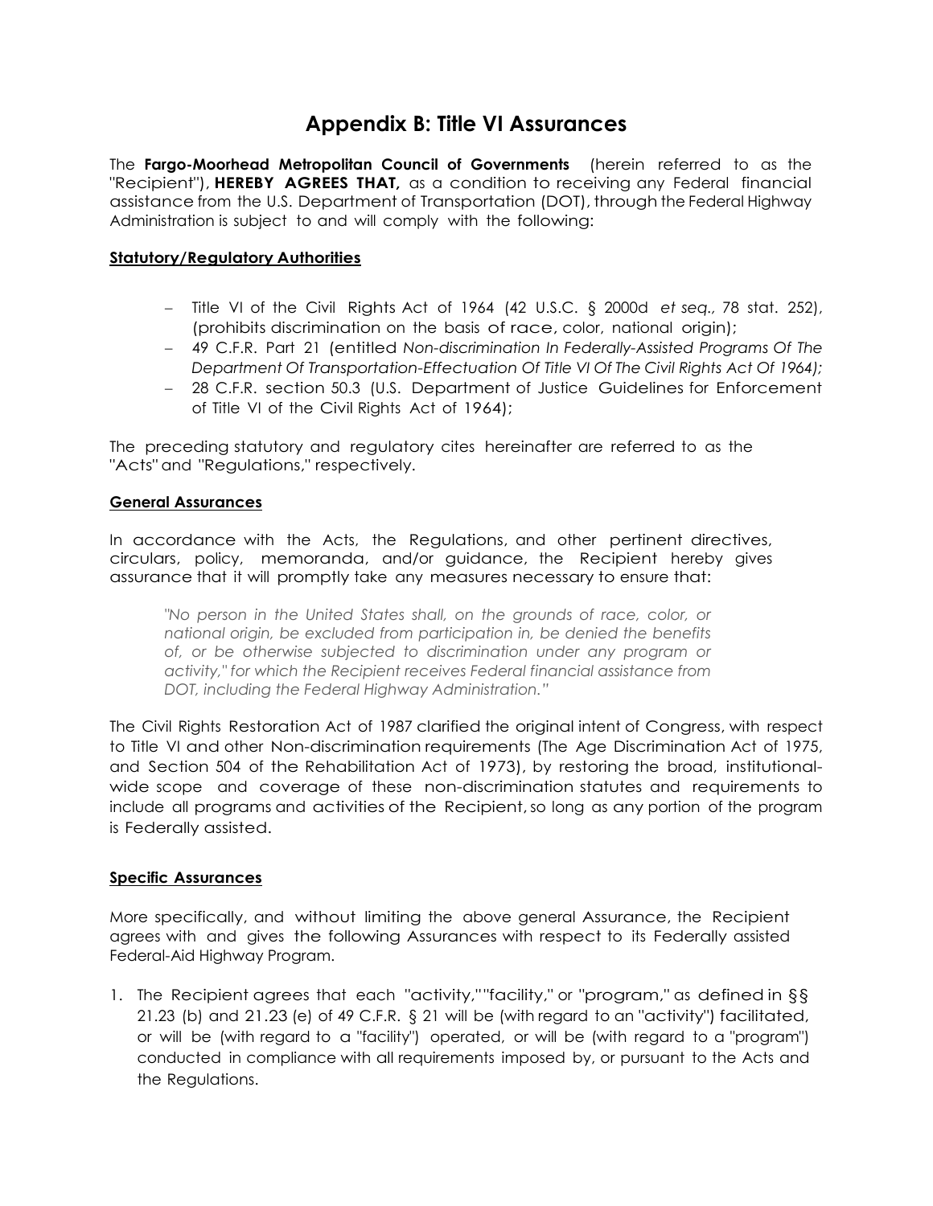# Appendix B: Title VI Assurances

The **Fargo-Moorhead Metropolitan Council of Governments** (herein referred to as the "Recipient"), **HEREBY AGREES THAT,** as a condition to receiving any Federal financial assistance from the U.S. Department of Transportation (DOT), through the Federal Highway Administration is subject to and will comply with the following:

**Statutory/Regulatory Authorities**

- Title VI of the Civil Rights Act of 1964 (42 U.S.C. § 2000d *et seq.,* 78 stat. 252), (prohibits discrimination on the basis of race, color, national origin);
- 49 C.F.R. Part 21 (entitled *Non-discrimination In Federally-Assisted Programs Of The Department Of Transportation-Effectuation Of Title VI Of The Civil Rights Act Of 1964);*
- 28 C.F.R. section 50.3 (U.S. Department of Justice Guidelines for Enforcement of Title VI of the Civil Rights Act of 1964);

The preceding statutory and regulatory cites hereinafter are referred to as the "Acts" and "Regulations," respectively.

**General Assurances**

In accordance with the Acts, the Regulations, and other pertinent directives, circulars, policy, memoranda, and/or guidance, the Recipient hereby gives assurance that it will promptly take any measures necessary to ensure that:

> *"No person in the United States shall, on the grounds of race, color, or national origin, be excluded from participation in, be denied the benefits of, or be otherwise subjected to discrimination under any program or activity," for which the Recipient receives Federal financial assistance from DOT, including the Federal Highway Administration."*

The Civil Rights Restoration Act of 1987 clarified the original intent of Congress, with respect to Title VI and other Non-discrimination requirements (The Age Discrimination Act of 1975, and Section 504 of the Rehabilitation Act of 1973), by restoring the broad, institutional-wide scope and coverage of these non-discrimination statutes and requirements to include all programs and activities of the Recipient, so long as any portion of the program is Federally assisted.

**Specific Assurances**

More specifically, and without limiting the above general Assurance, the Recipient agrees with and gives the following Assurances with respect to its Federally assisted Federal-Aid Highway Program.

1. The Recipient agrees that each "activity,""facility," or "program," as defined in §§ 21.23 (b) and 21.23 (e) of 49 C.F.R. § 21 will be (with regard to an "activity") facilitated, or will be (with regard to a "facility") operated, or will be (with regard to a "program") conducted in compliance with all requirements imposed by, or pursuant to the Acts and the Regulations.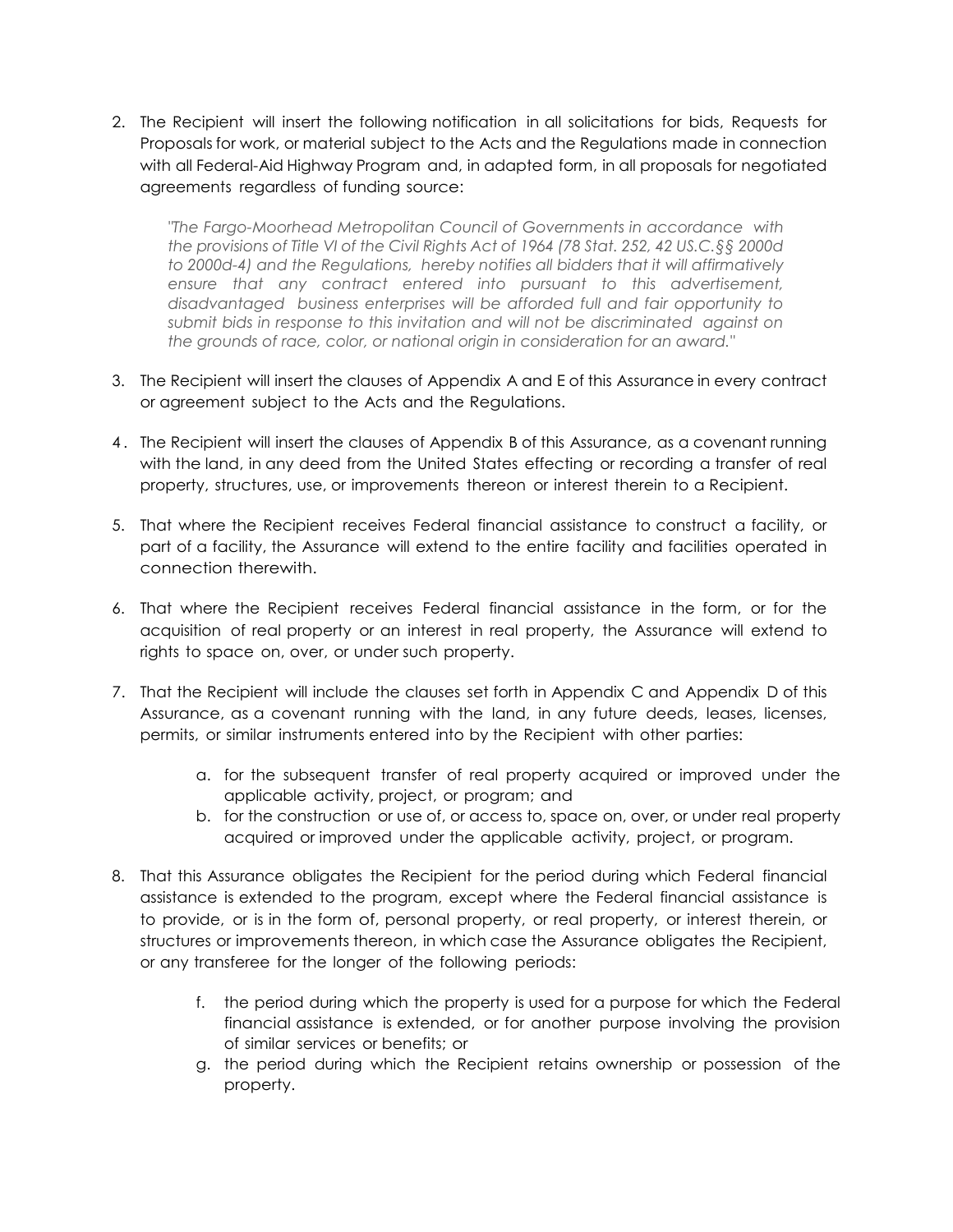2. The Recipient will insert the following notification in all solicitations for bids, Requests for Proposals for work, or material subject to the Acts and the Regulations made in connection with all Federal-Aid Highway Program and, in adapted form, in all proposals for negotiated agreements regardless of funding source:

   *"The Fargo-Moorhead Metropolitan Council of Governments in accordance with the provisions of Title VI of the Civil Rights Act of 1964 (78 Stat. 252, 42 US.C.§§ 2000d to 2000d-4) and the Regulations, hereby notifies all bidders that it will affirmatively ensure that any contract entered into pursuant to this advertisement, disadvantaged business enterprises will be afforded full and fair opportunity to submit bids in response to this invitation and will not be discriminated against on the grounds of race, color, or national origin in consideration for an award."*

3. The Recipient will insert the clauses of Appendix A and E of this Assurance in every contract or agreement subject to the Acts and the Regulations.

4. The Recipient will insert the clauses of Appendix B of this Assurance, as a covenant running with the land, in any deed from the United States effecting or recording a transfer of real property, structures, use, or improvements thereon or interest therein to a Recipient.

5. That where the Recipient receives Federal financial assistance to construct a facility, or part of a facility, the Assurance will extend to the entire facility and facilities operated in connection therewith.

6. That where the Recipient receives Federal financial assistance in the form, or for the acquisition of real property or an interest in real property, the Assurance will extend to rights to space on, over, or under such property.

7. That the Recipient will include the clauses set forth in Appendix C and Appendix D of this Assurance, as a covenant running with the land, in any future deeds, leases, licenses, permits, or similar instruments entered into by the Recipient with other parties:

   a. for the subsequent transfer of real property acquired or improved under the applicable activity, project, or program; and
   b. for the construction or use of, or access to, space on, over, or under real property acquired or improved under the applicable activity, project, or program.

8. That this Assurance obligates the Recipient for the period during which Federal financial assistance is extended to the program, except where the Federal financial assistance is to provide, or is in the form of, personal property, or real property, or interest therein, or structures or improvements thereon, in which case the Assurance obligates the Recipient, or any transferee for the longer of the following periods:

   f. the period during which the property is used for a purpose for which the Federal financial assistance is extended, or for another purpose involving the provision of similar services or benefits; or
   g. the period during which the Recipient retains ownership or possession of the property.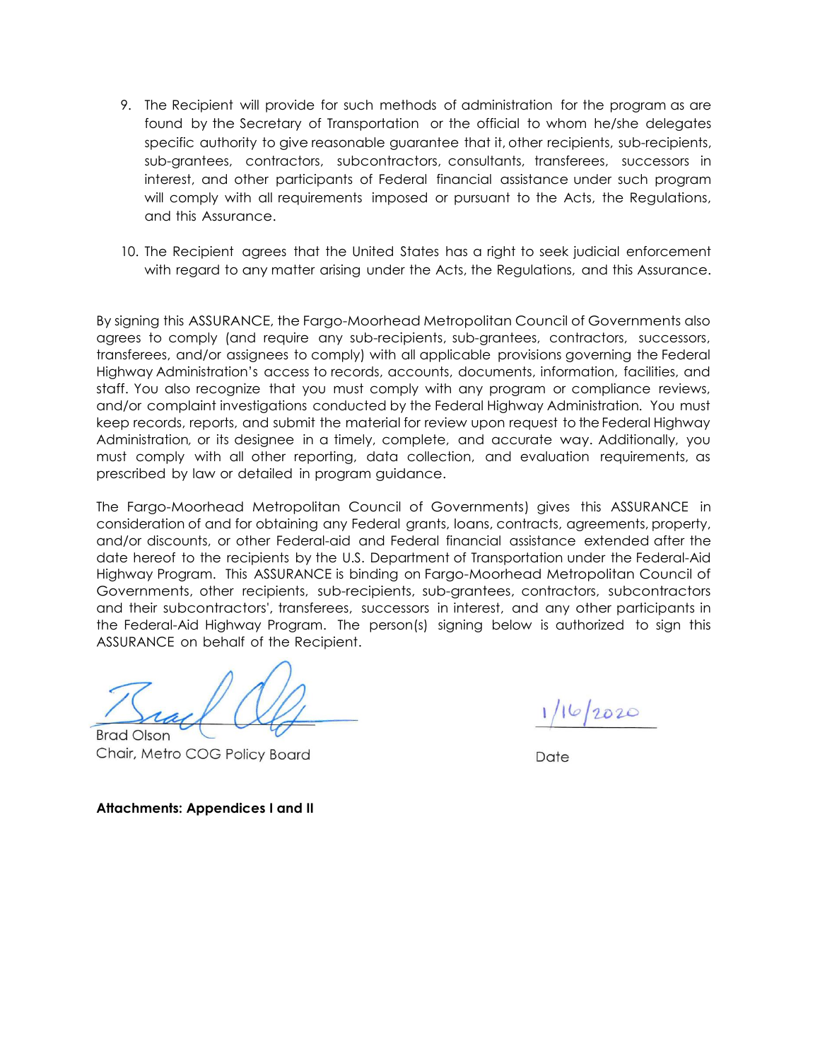9. The Recipient will provide for such methods of administration for the program as are found by the Secretary of Transportation or the official to whom he/she delegates specific authority to give reasonable guarantee that it, other recipients, sub-recipients, sub-grantees, contractors, subcontractors, consultants, transferees, successors in interest, and other participants of Federal financial assistance under such program will comply with all requirements imposed or pursuant to the Acts, the Regulations, and this Assurance.

10. The Recipient agrees that the United States has a right to seek judicial enforcement with regard to any matter arising under the Acts, the Regulations, and this Assurance.

By signing this ASSURANCE, the Fargo-Moorhead Metropolitan Council of Governments also agrees to comply (and require any sub-recipients, sub-grantees, contractors, successors, transferees, and/or assignees to comply) with all applicable provisions governing the Federal Highway Administration's access to records, accounts, documents, information, facilities, and staff. You also recognize that you must comply with any program or compliance reviews, and/or complaint investigations conducted by the Federal Highway Administration. You must keep records, reports, and submit the material for review upon request to the Federal Highway Administration, or its designee in a timely, complete, and accurate way. Additionally, you must comply with all other reporting, data collection, and evaluation requirements, as prescribed by law or detailed in program guidance.

The Fargo-Moorhead Metropolitan Council of Governments) gives this ASSURANCE in consideration of and for obtaining any Federal grants, loans, contracts, agreements, property, and/or discounts, or other Federal-aid and Federal financial assistance extended after the date hereof to the recipients by the U.S. Department of Transportation under the Federal-Aid Highway Program. This ASSURANCE is binding on Fargo-Moorhead Metropolitan Council of Governments, other recipients, sub-recipients, sub-grantees, contractors, subcontractors and their subcontractors', transferees, successors in interest, and any other participants in the Federal-Aid Highway Program. The person(s) signing below is authorized to sign this ASSURANCE on behalf of the Recipient.

Brad Olson
Chair, Metro COG Policy Board

1/16/2020
Date

**Attachments: Appendices I and II**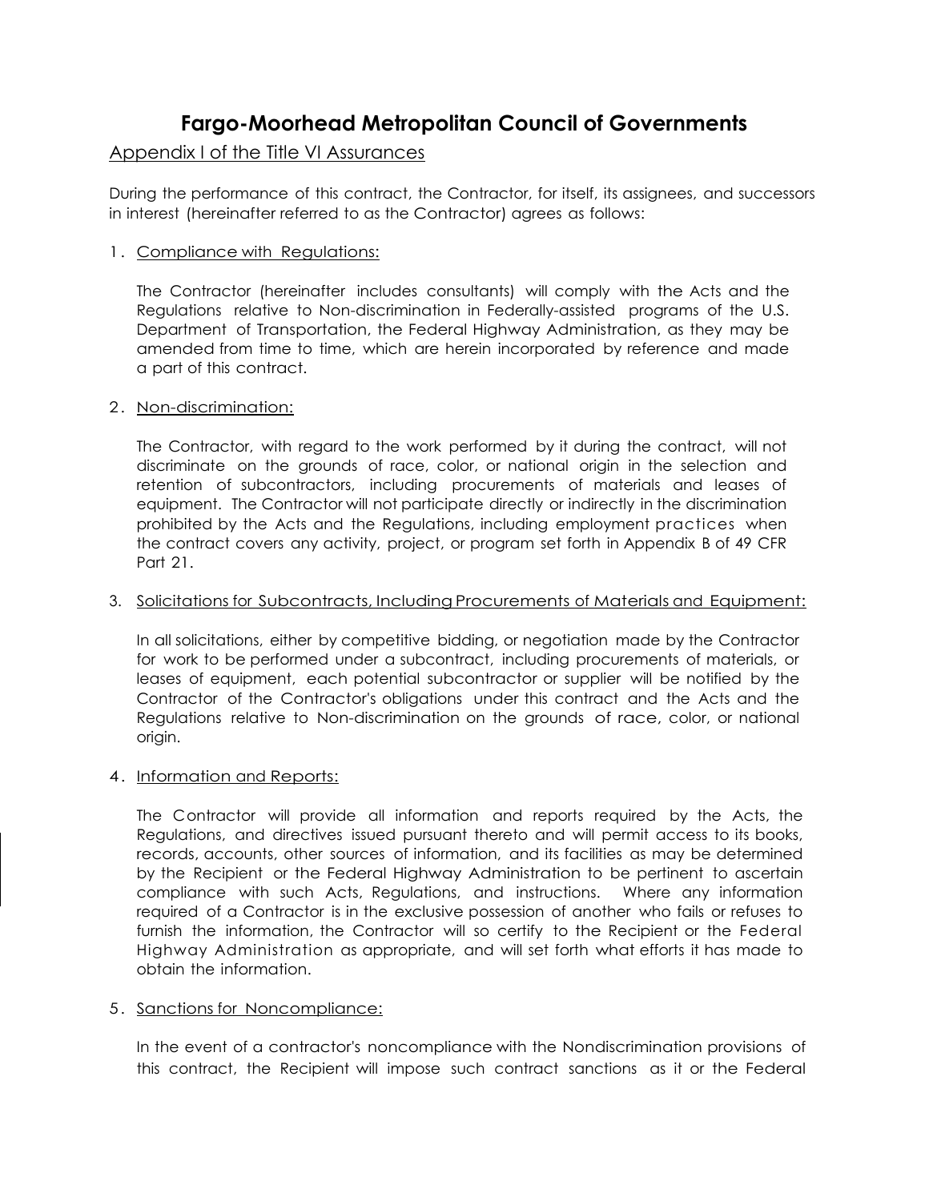# Fargo-Moorhead Metropolitan Council of Governments

## Appendix I of the Title VI Assurances

During the performance of this contract, the Contractor, for itself, its assignees, and successors in interest (hereinafter referred to as the Contractor) agrees as follows:

1. Compliance with Regulations:

   The Contractor (hereinafter includes consultants) will comply with the Acts and the Regulations relative to Non-discrimination in Federally-assisted programs of the U.S. Department of Transportation, the Federal Highway Administration, as they may be amended from time to time, which are herein incorporated by reference and made a part of this contract.

2. Non-discrimination:

   The Contractor, with regard to the work performed by it during the contract, will not discriminate on the grounds of race, color, or national origin in the selection and retention of subcontractors, including procurements of materials and leases of equipment. The Contractor will not participate directly or indirectly in the discrimination prohibited by the Acts and the Regulations, including employment practices when the contract covers any activity, project, or program set forth in Appendix B of 49 CFR Part 21.

3. Solicitations for Subcontracts, Including Procurements of Materials and Equipment:

   In all solicitations, either by competitive bidding, or negotiation made by the Contractor for work to be performed under a subcontract, including procurements of materials, or leases of equipment, each potential subcontractor or supplier will be notified by the Contractor of the Contractor's obligations under this contract and the Acts and the Regulations relative to Non-discrimination on the grounds of race, color, or national origin.

4. Information and Reports:

   The Contractor will provide all information and reports required by the Acts, the Regulations, and directives issued pursuant thereto and will permit access to its books, records, accounts, other sources of information, and its facilities as may be determined by the Recipient or the Federal Highway Administration to be pertinent to ascertain compliance with such Acts, Regulations, and instructions. Where any information required of a Contractor is in the exclusive possession of another who fails or refuses to furnish the information, the Contractor will so certify to the Recipient or the Federal Highway Administration as appropriate, and will set forth what efforts it has made to obtain the information.

5. Sanctions for Noncompliance:

   In the event of a contractor's noncompliance with the Nondiscrimination provisions of this contract, the Recipient will impose such contract sanctions as it or the Federal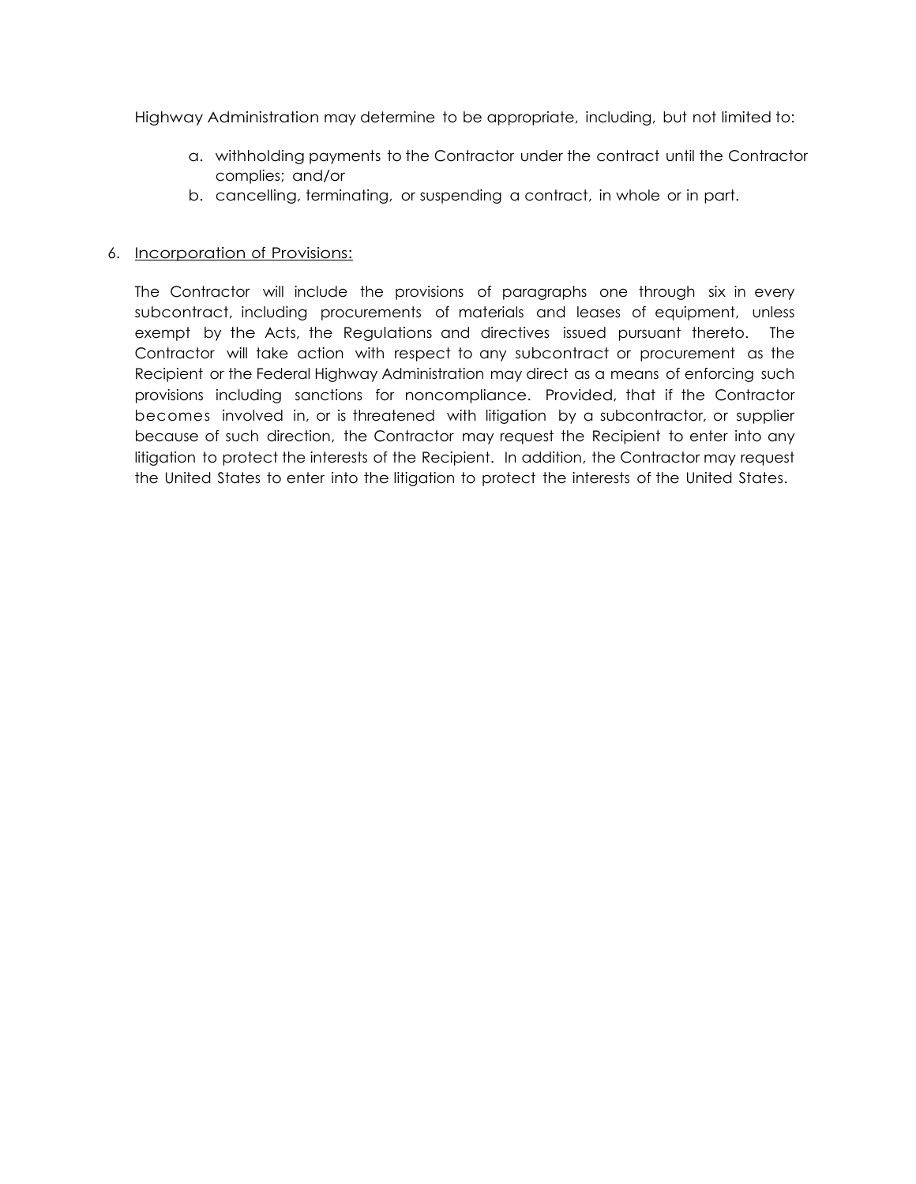Highway Administration may determine to be appropriate, including, but not limited to:

a. withholding payments to the Contractor under the contract until the Contractor complies; and/or
b. cancelling, terminating, or suspending a contract, in whole or in part.

6. <u>Incorporation of Provisions:</u>

The Contractor will include the provisions of paragraphs one through six in every subcontract, including procurements of materials and leases of equipment, unless exempt by the Acts, the Regulations and directives issued pursuant thereto. The Contractor will take action with respect to any subcontract or procurement as the Recipient or the Federal Highway Administration may direct as a means of enforcing such provisions including sanctions for noncompliance. Provided, that if the Contractor becomes involved in, or is threatened with litigation by a subcontractor, or supplier because of such direction, the Contractor may request the Recipient to enter into any litigation to protect the interests of the Recipient. In addition, the Contractor may request the United States to enter into the litigation to protect the interests of the United States.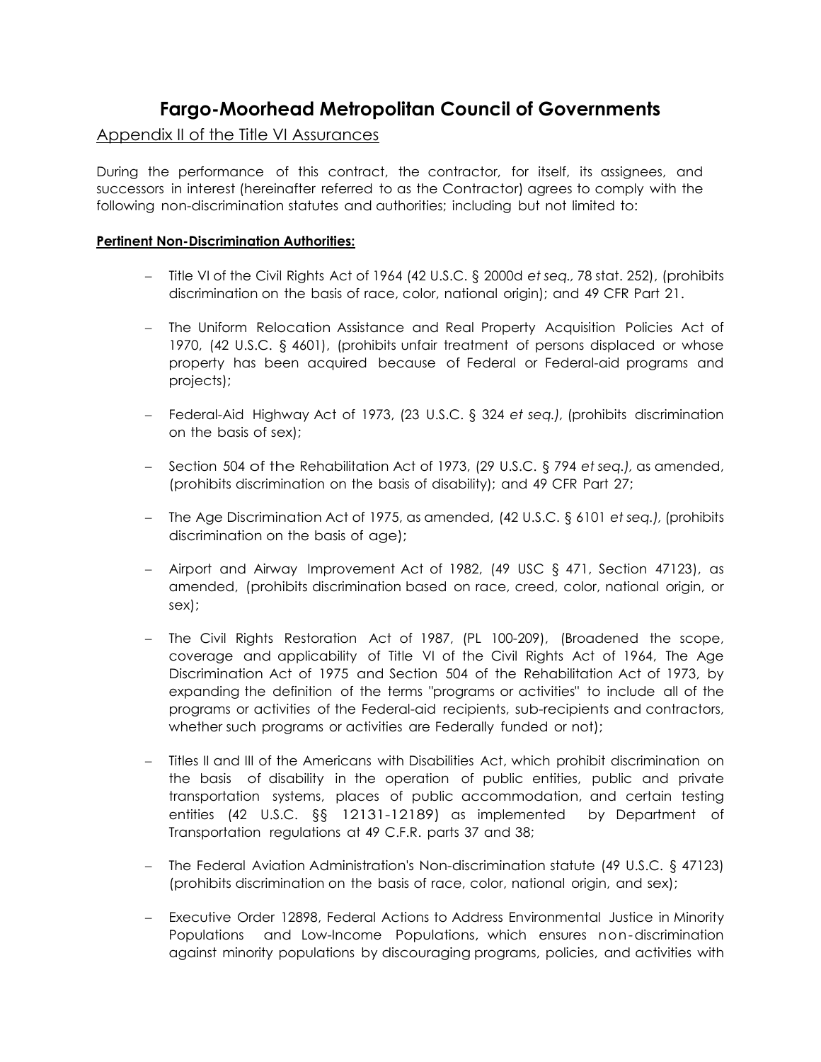# Fargo-Moorhead Metropolitan Council of Governments

## Appendix II of the Title VI Assurances

During the performance of this contract, the contractor, for itself, its assignees, and successors in interest (hereinafter referred to as the Contractor) agrees to comply with the following non-discrimination statutes and authorities; including but not limited to:

**Pertinent Non-Discrimination Authorities:**

- Title VI of the Civil Rights Act of 1964 (42 U.S.C. § 2000d *et seq.*, 78 stat. 252), (prohibits discrimination on the basis of race, color, national origin); and 49 CFR Part 21.
- The Uniform Relocation Assistance and Real Property Acquisition Policies Act of 1970, (42 U.S.C. § 4601), (prohibits unfair treatment of persons displaced or whose property has been acquired because of Federal or Federal-aid programs and projects);
- Federal-Aid Highway Act of 1973, (23 U.S.C. § 324 *et seq.)*, (prohibits discrimination on the basis of sex);
- Section 504 of the Rehabilitation Act of 1973, (29 U.S.C. § 794 *et seq.),* as amended, (prohibits discrimination on the basis of disability); and 49 CFR Part 27;
- The Age Discrimination Act of 1975, as amended, (42 U.S.C. § 6101 *et seq.),* (prohibits discrimination on the basis of age);
- Airport and Airway Improvement Act of 1982, (49 USC § 471, Section 47123), as amended, (prohibits discrimination based on race, creed, color, national origin, or sex);
- The Civil Rights Restoration Act of 1987, (PL 100-209), (Broadened the scope, coverage and applicability of Title VI of the Civil Rights Act of 1964, The Age Discrimination Act of 1975 and Section 504 of the Rehabilitation Act of 1973, by expanding the definition of the terms "programs or activities" to include all of the programs or activities of the Federal-aid recipients, sub-recipients and contractors, whether such programs or activities are Federally funded or not);
- Titles II and III of the Americans with Disabilities Act, which prohibit discrimination on the basis of disability in the operation of public entities, public and private transportation systems, places of public accommodation, and certain testing entities (42 U.S.C. §§ 12131-12189) as implemented by Department of Transportation regulations at 49 C.F.R. parts 37 and 38;
- The Federal Aviation Administration's Non-discrimination statute (49 U.S.C. § 47123) (prohibits discrimination on the basis of race, color, national origin, and sex);
- Executive Order 12898, Federal Actions to Address Environmental Justice in Minority Populations and Low-Income Populations, which ensures non-discrimination against minority populations by discouraging programs, policies, and activities with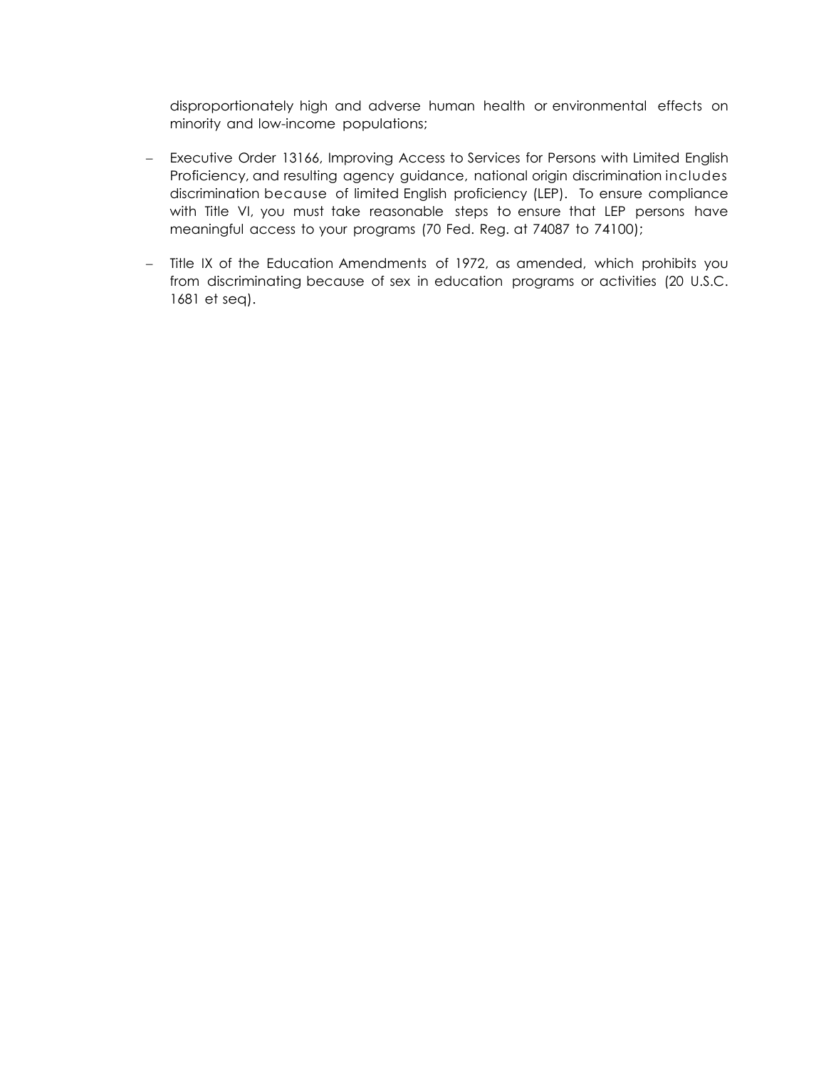disproportionately high and adverse human health or environmental effects on minority and low-income populations;

- Executive Order 13166, Improving Access to Services for Persons with Limited English Proficiency, and resulting agency guidance, national origin discrimination includes discrimination because of limited English proficiency (LEP). To ensure compliance with Title VI, you must take reasonable steps to ensure that LEP persons have meaningful access to your programs (70 Fed. Reg. at 74087 to 74100);

- Title IX of the Education Amendments of 1972, as amended, which prohibits you from discriminating because of sex in education programs or activities (20 U.S.C. 1681 et seq).